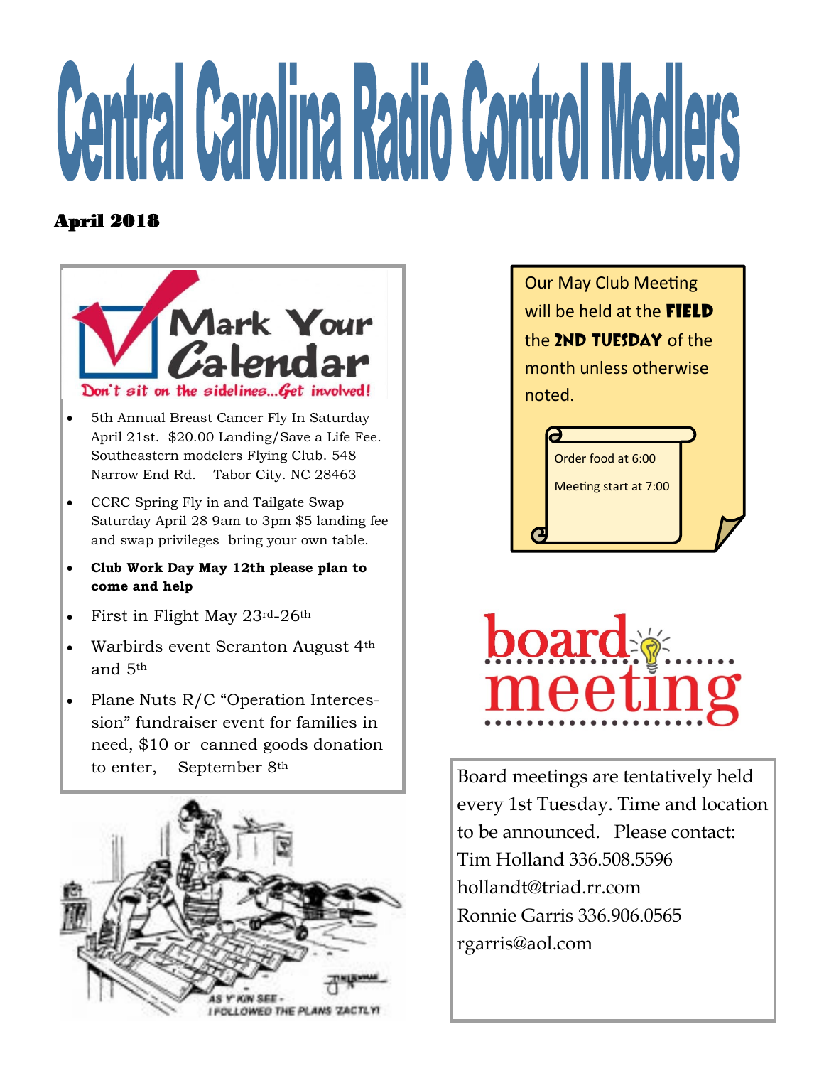# Central Carolina Radio Control Modlers

**April 2018**

## Mark Your Calendar

*Don't sit on the sidelines...Get involved!*

- 5th Annual Breast Cancer Fly In Saturday April 21st. $20.00 Landing/Save a Life Fee. Southeastern modelers Flying Club. 548 Narrow End Rd. Tabor City. NC 28463
- CCRC Spring Fly in and Tailgate Swap Saturday April 28 9am to 3pm $5 landing fee and swap privileges bring your own table.
- **Club Work Day May 12th please plan to come and help**
- First in Flight May 23rd-26th
- Warbirds event Scranton August 4th and 5th
- Plane Nuts R/C "Operation Intercession" fundraiser event for families in need, $10 or canned goods donation to enter, September 8th

AS Y' KIN SEE - I FOLLOWED THE PLANS 'ZACTLY!

Our May Club Meeting will be held at the **FIELD** the **2ND TUESDAY** of the month unless otherwise noted.

Order food at 6:00

Meeting start at 7:00

## board meeting

Board meetings are tentatively held every 1st Tuesday. Time and location to be announced. Please contact:
Tim Holland 336.508.5596
hollandt@triad.rr.com
Ronnie Garris 336.906.0565
rgarris@aol.com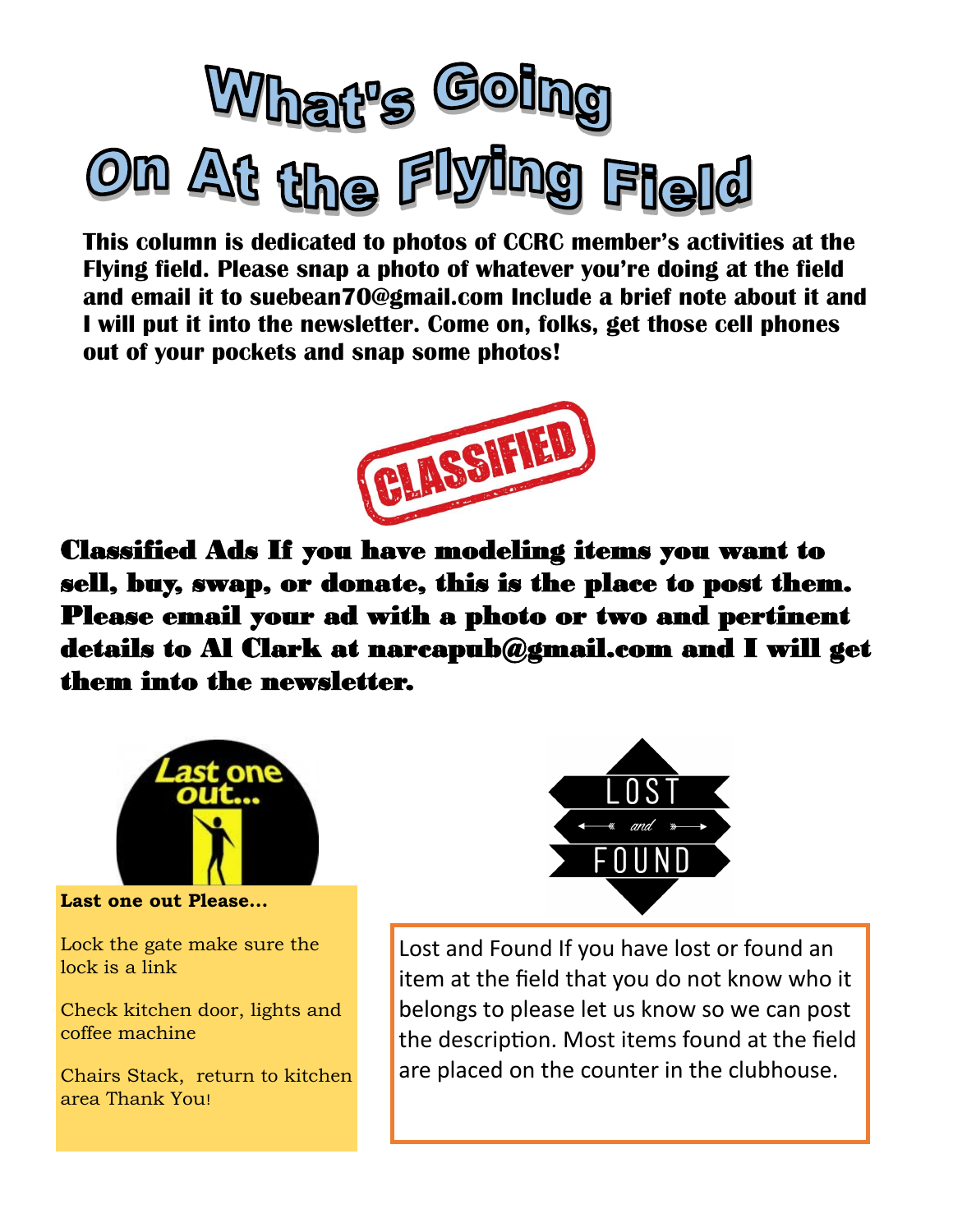# What's Going On At the Flying Field

**This column is dedicated to photos of CCRC member's activities at the Flying field. Please snap a photo of whatever you're doing at the field and email it to suebean70@gmail.com Include a brief note about it and I will put it into the newsletter. Come on, folks, get those cell phones out of your pockets and snap some photos!**

CLASSIFIED

**Classified Ads If you have modeling items you want to sell, buy, swap, or donate, this is the place to post them. Please email your ad with a photo or two and pertinent details to Al Clark at narcapub@gmail.com and I will get them into the newsletter.**

Last one out...

**Last one out Please...**

Lock the gate make sure the lock is a link

Check kitchen door, lights and coffee machine

Chairs Stack, return to kitchen area Thank You!

LOST and FOUND

Lost and Found If you have lost or found an item at the field that you do not know who it belongs to please let us know so we can post the description. Most items found at the field are placed on the counter in the clubhouse.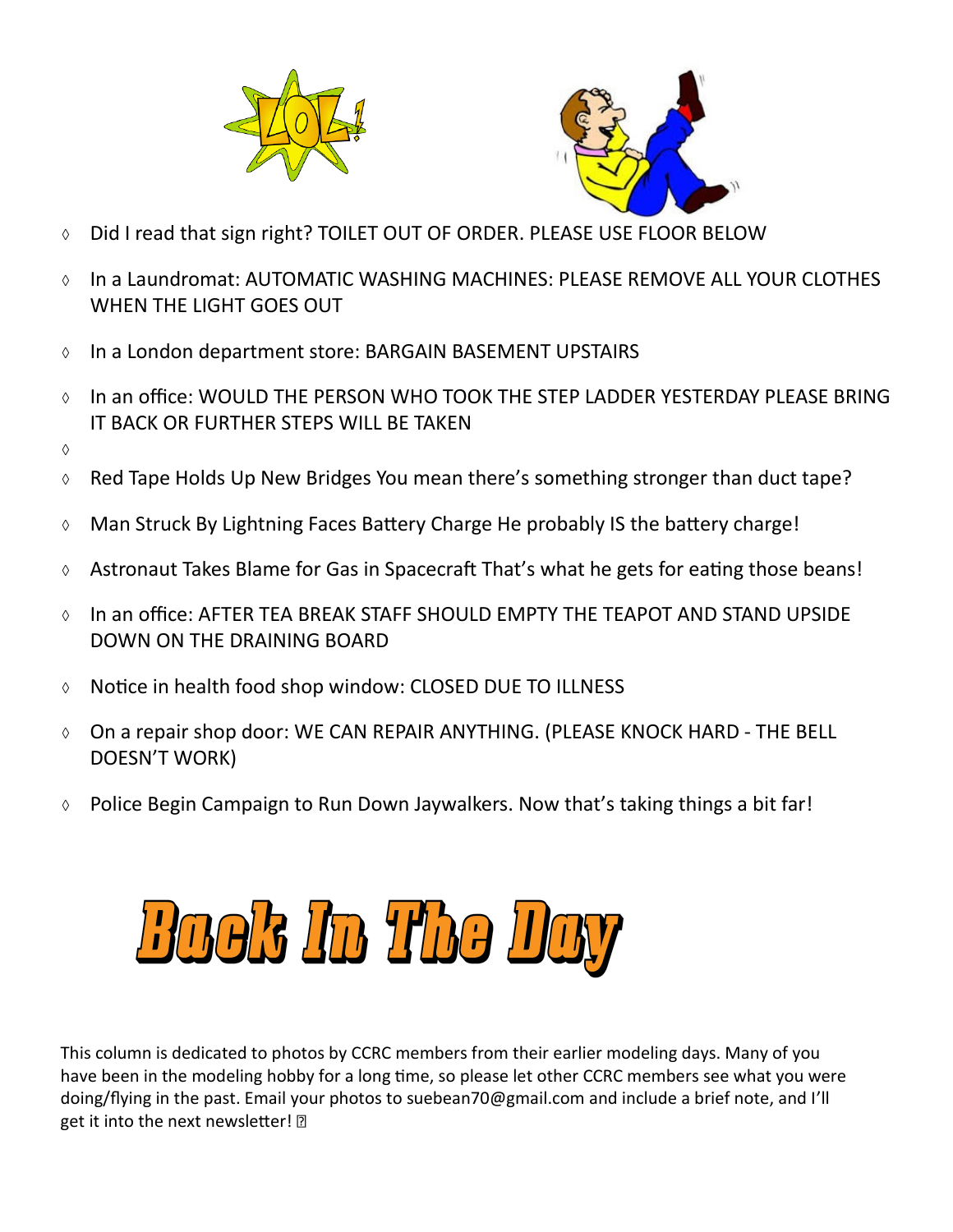- Did I read that sign right? TOILET OUT OF ORDER. PLEASE USE FLOOR BELOW
- In a Laundromat: AUTOMATIC WASHING MACHINES: PLEASE REMOVE ALL YOUR CLOTHES WHEN THE LIGHT GOES OUT
- In a London department store: BARGAIN BASEMENT UPSTAIRS
- In an office: WOULD THE PERSON WHO TOOK THE STEP LADDER YESTERDAY PLEASE BRING IT BACK OR FURTHER STEPS WILL BE TAKEN
- 
- Red Tape Holds Up New Bridges You mean there's something stronger than duct tape?
- Man Struck By Lightning Faces Battery Charge He probably IS the battery charge!
- Astronaut Takes Blame for Gas in Spacecraft That's what he gets for eating those beans!
- In an office: AFTER TEA BREAK STAFF SHOULD EMPTY THE TEAPOT AND STAND UPSIDE DOWN ON THE DRAINING BOARD
- Notice in health food shop window: CLOSED DUE TO ILLNESS
- On a repair shop door: WE CAN REPAIR ANYTHING. (PLEASE KNOCK HARD - THE BELL DOESN'T WORK)
- Police Begin Campaign to Run Down Jaywalkers. Now that's taking things a bit far!

# Back In The Day

This column is dedicated to photos by CCRC members from their earlier modeling days. Many of you have been in the modeling hobby for a long time, so please let other CCRC members see what you were doing/flying in the past. Email your photos to suebean70@gmail.com and include a brief note, and I'll get it into the next newsletter!